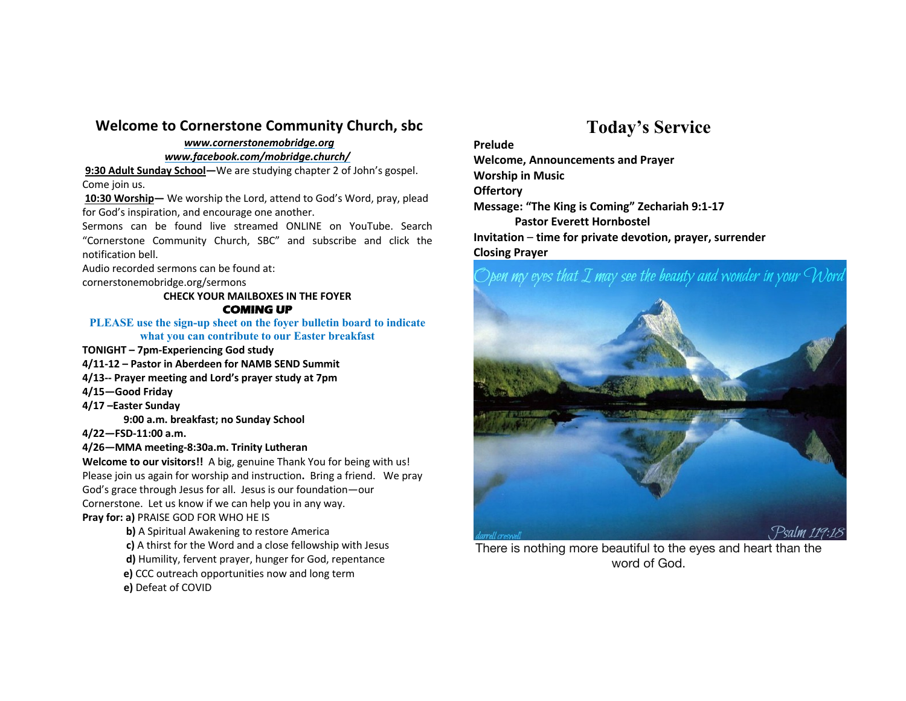## Welcome to Cornerstone Community Church, sbc

***www.cornerstonemobridge.org***

***www.facebook.com/mobridge.church/***

**9:30 Adult Sunday School—**We are studying chapter 2 of John's gospel. Come join us.

**10:30 Worship—** We worship the Lord, attend to God's Word, pray, plead for God's inspiration, and encourage one another.

Sermons can be found live streamed ONLINE on YouTube. Search "Cornerstone Community Church, SBC" and subscribe and click the notification bell.

Audio recorded sermons can be found at: cornerstonemobridge.org/sermons

**CHECK YOUR MAILBOXES IN THE FOYER**

**COMING UP**

**PLEASE use the sign-up sheet on the foyer bulletin board to indicate what you can contribute to our Easter breakfast**

**TONIGHT – 7pm-Experiencing God study**

**4/11-12 – Pastor in Aberdeen for NAMB SEND Summit**

**4/13-- Prayer meeting and Lord's prayer study at 7pm**

**4/15—Good Friday**

**4/17 –Easter Sunday**

**9:00 a.m. breakfast; no Sunday School**

**4/22—FSD-11:00 a.m.**

**4/26—MMA meeting-8:30a.m. Trinity Lutheran**

**Welcome to our visitors!!** A big, genuine Thank You for being with us! Please join us again for worship and instruction**.** Bring a friend. We pray God's grace through Jesus for all. Jesus is our foundation—our Cornerstone. Let us know if we can help you in any way.

**Pray for: a)** PRAISE GOD FOR WHO HE IS

**b)** A Spiritual Awakening to restore America

**c)** A thirst for the Word and a close fellowship with Jesus

**d)** Humility, fervent prayer, hunger for God, repentance

**e)** CCC outreach opportunities now and long term

**e)** Defeat of COVID

# Today's Service

**Prelude**

**Welcome, Announcements and Prayer**

**Worship in Music**

**Offertory**

**Message: "The King is Coming" Zechariah 9:1-17**

**Pastor Everett Hornbostel**

**Invitation** – **time for private devotion, prayer, surrender**

**Closing Prayer**

Open my eyes that I may see the beauty and wonder in your Word

Psalm 119:18

There is nothing more beautiful to the eyes and heart than the word of God.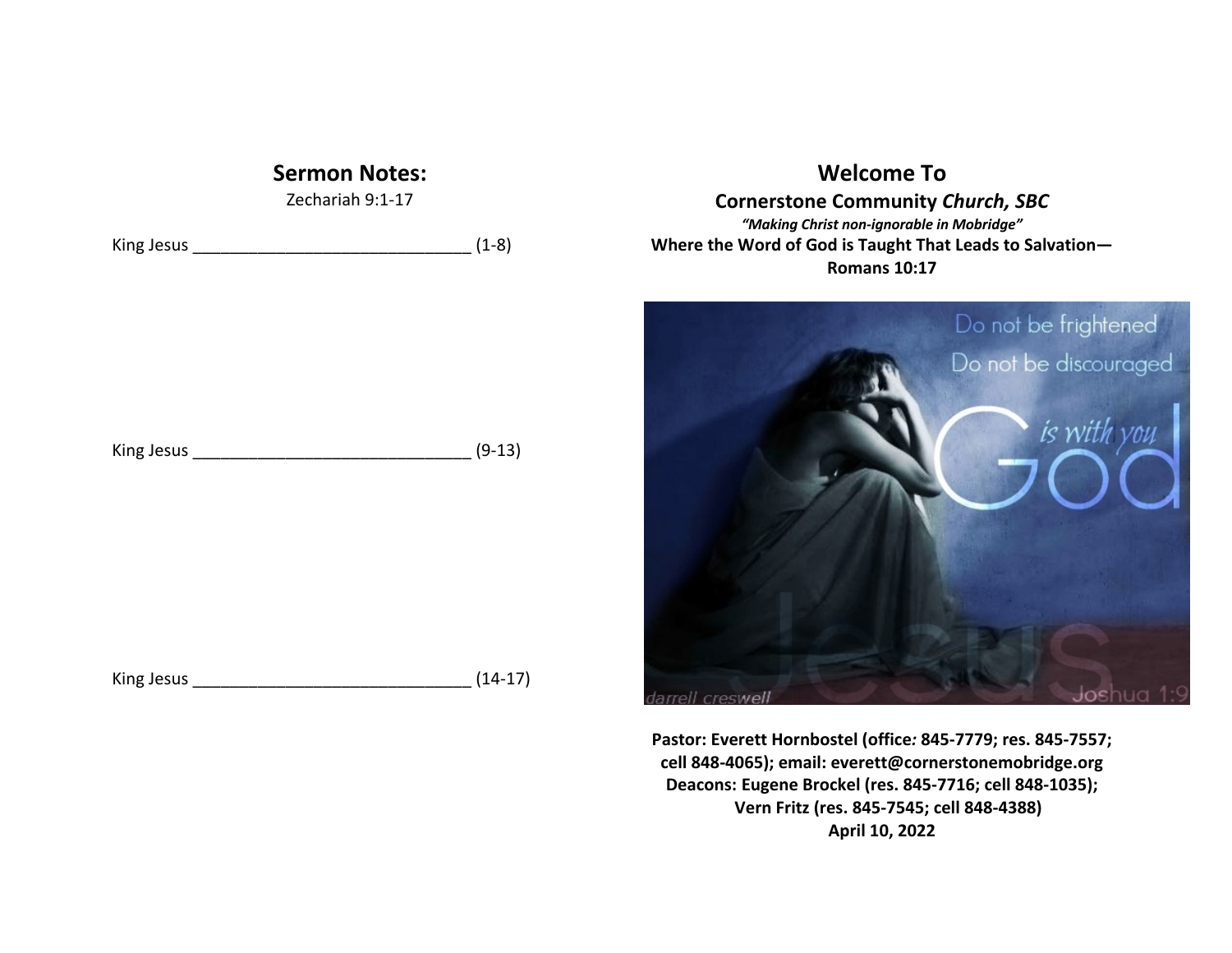## Sermon Notes:

Zechariah 9:1-17

King Jesus ______________________________ (1-8)

King Jesus ______________________________ (9-13)

King Jesus ______________________________ (14-17)

## Welcome To

**Cornerstone Community *Church, SBC***

***"Making Christ non-ignorable in Mobridge"***

**Where the Word of God is Taught That Leads to Salvation—Romans 10:17**

**Pastor: Everett Hornbostel (office: 845-7779; res. 845-7557; cell 848-4065); email: everett@cornerstonemobridge.org**

**Deacons: Eugene Brockel (res. 845-7716; cell 848-1035); Vern Fritz (res. 845-7545; cell 848-4388)**

**April 10, 2022**